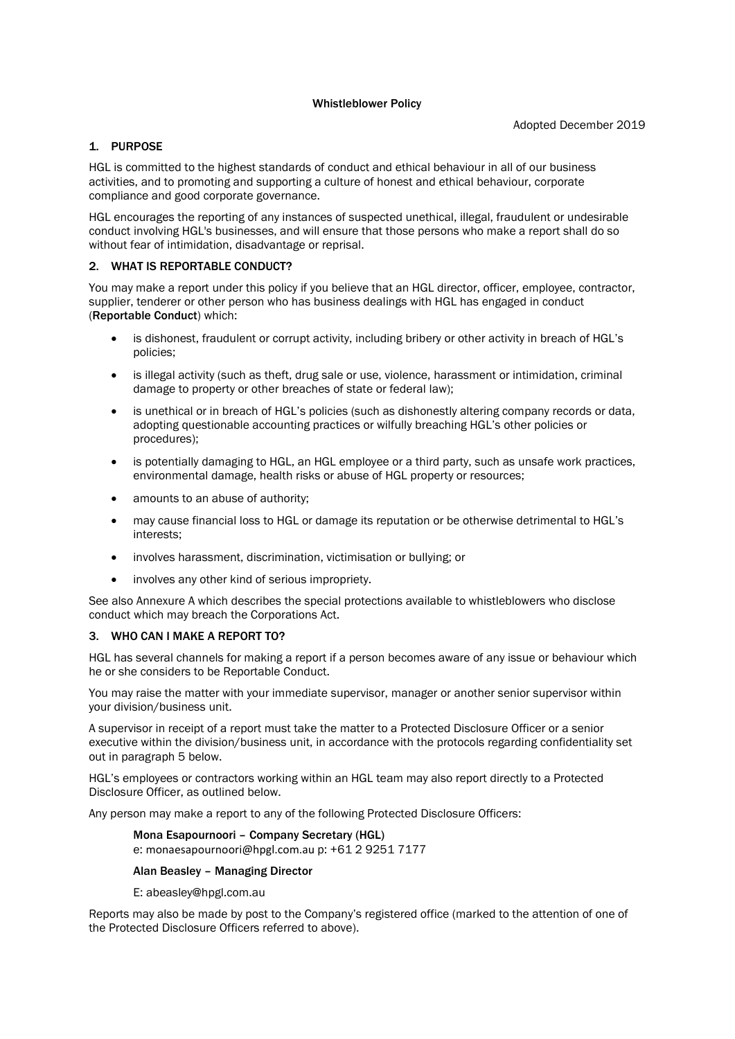# Whistleblower Policy

Adopted December 2019

## 1. PURPOSE

HGL is committed to the highest standards of conduct and ethical behaviour in all of our business activities, and to promoting and supporting a culture of honest and ethical behaviour, corporate compliance and good corporate governance.

HGL encourages the reporting of any instances of suspected unethical, illegal, fraudulent or undesirable conduct involving HGL's businesses, and will ensure that those persons who make a report shall do so without fear of intimidation, disadvantage or reprisal.

## 2. WHAT IS REPORTABLE CONDUCT?

You may make a report under this policy if you believe that an HGL director, officer, employee, contractor, supplier, tenderer or other person who has business dealings with HGL has engaged in conduct (**Reportable Conduct**) which:

- is dishonest, fraudulent or corrupt activity, including bribery or other activity in breach of HGL's policies;
- is illegal activity (such as theft, drug sale or use, violence, harassment or intimidation, criminal damage to property or other breaches of state or federal law);
- is unethical or in breach of HGL's policies (such as dishonestly altering company records or data, adopting questionable accounting practices or wilfully breaching HGL's other policies or procedures);
- is potentially damaging to HGL, an HGL employee or a third party, such as unsafe work practices, environmental damage, health risks or abuse of HGL property or resources;
- amounts to an abuse of authority;
- may cause financial loss to HGL or damage its reputation or be otherwise detrimental to HGL's interests;
- involves harassment, discrimination, victimisation or bullying; or
- involves any other kind of serious impropriety.

See also Annexure A which describes the special protections available to whistleblowers who disclose conduct which may breach the Corporations Act.

## 3. WHO CAN I MAKE A REPORT TO?

HGL has several channels for making a report if a person becomes aware of any issue or behaviour which he or she considers to be Reportable Conduct.

You may raise the matter with your immediate supervisor, manager or another senior supervisor within your division/business unit.

A supervisor in receipt of a report must take the matter to a Protected Disclosure Officer or a senior executive within the division/business unit, in accordance with the protocols regarding confidentiality set out in paragraph 5 below.

HGL's employees or contractors working within an HGL team may also report directly to a Protected Disclosure Officer, as outlined below.

Any person may make a report to any of the following Protected Disclosure Officers:

**Mona Esapournoori – Company Secretary (HGL)**
e: monaesapournoori@hpgl.com.au p: +61 2 9251 7177

**Alan Beasley – Managing Director**

E: abeasley@hpgl.com.au

Reports may also be made by post to the Company's registered office (marked to the attention of one of the Protected Disclosure Officers referred to above).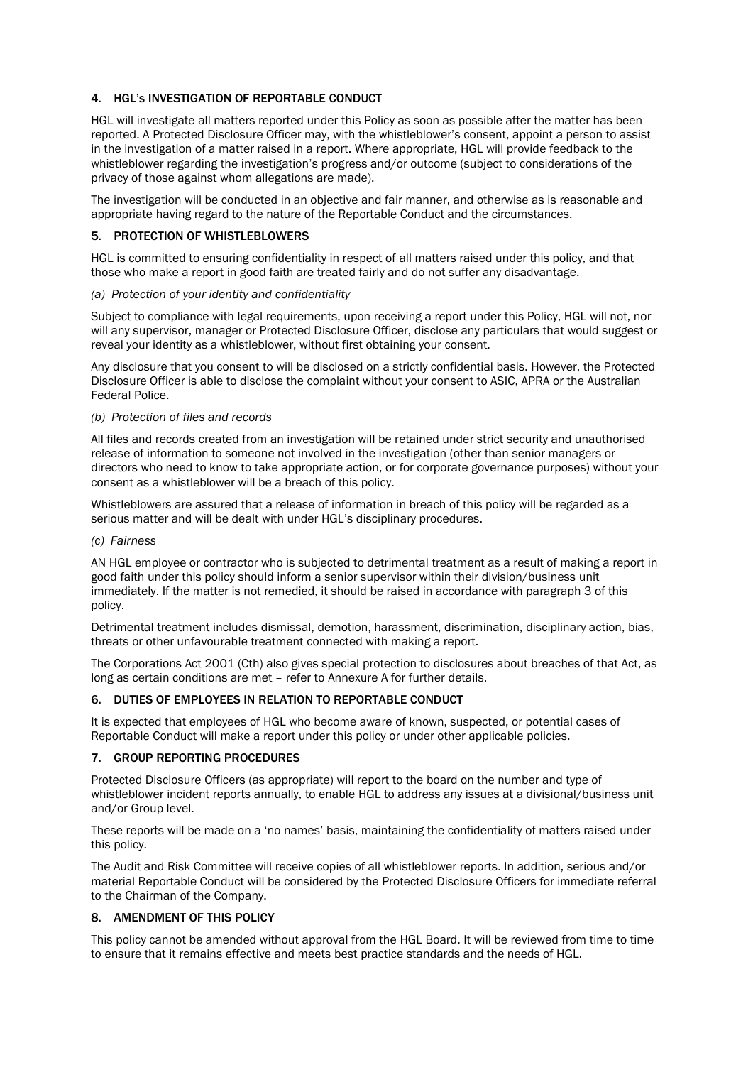## 4. HGL's INVESTIGATION OF REPORTABLE CONDUCT

HGL will investigate all matters reported under this Policy as soon as possible after the matter has been reported. A Protected Disclosure Officer may, with the whistleblower's consent, appoint a person to assist in the investigation of a matter raised in a report. Where appropriate, HGL will provide feedback to the whistleblower regarding the investigation's progress and/or outcome (subject to considerations of the privacy of those against whom allegations are made).

The investigation will be conducted in an objective and fair manner, and otherwise as is reasonable and appropriate having regard to the nature of the Reportable Conduct and the circumstances.

## 5. PROTECTION OF WHISTLEBLOWERS

HGL is committed to ensuring confidentiality in respect of all matters raised under this policy, and that those who make a report in good faith are treated fairly and do not suffer any disadvantage.

*(a) Protection of your identity and confidentiality*

Subject to compliance with legal requirements, upon receiving a report under this Policy, HGL will not, nor will any supervisor, manager or Protected Disclosure Officer, disclose any particulars that would suggest or reveal your identity as a whistleblower, without first obtaining your consent.

Any disclosure that you consent to will be disclosed on a strictly confidential basis. However, the Protected Disclosure Officer is able to disclose the complaint without your consent to ASIC, APRA or the Australian Federal Police.

*(b) Protection of files and records*

All files and records created from an investigation will be retained under strict security and unauthorised release of information to someone not involved in the investigation (other than senior managers or directors who need to know to take appropriate action, or for corporate governance purposes) without your consent as a whistleblower will be a breach of this policy.

Whistleblowers are assured that a release of information in breach of this policy will be regarded as a serious matter and will be dealt with under HGL's disciplinary procedures.

*(c) Fairness*

AN HGL employee or contractor who is subjected to detrimental treatment as a result of making a report in good faith under this policy should inform a senior supervisor within their division/business unit immediately. If the matter is not remedied, it should be raised in accordance with paragraph 3 of this policy.

Detrimental treatment includes dismissal, demotion, harassment, discrimination, disciplinary action, bias, threats or other unfavourable treatment connected with making a report.

The Corporations Act 2001 (Cth) also gives special protection to disclosures about breaches of that Act, as long as certain conditions are met – refer to Annexure A for further details.

## 6. DUTIES OF EMPLOYEES IN RELATION TO REPORTABLE CONDUCT

It is expected that employees of HGL who become aware of known, suspected, or potential cases of Reportable Conduct will make a report under this policy or under other applicable policies.

## 7. GROUP REPORTING PROCEDURES

Protected Disclosure Officers (as appropriate) will report to the board on the number and type of whistleblower incident reports annually, to enable HGL to address any issues at a divisional/business unit and/or Group level.

These reports will be made on a 'no names' basis, maintaining the confidentiality of matters raised under this policy.

The Audit and Risk Committee will receive copies of all whistleblower reports. In addition, serious and/or material Reportable Conduct will be considered by the Protected Disclosure Officers for immediate referral to the Chairman of the Company.

## 8. AMENDMENT OF THIS POLICY

This policy cannot be amended without approval from the HGL Board. It will be reviewed from time to time to ensure that it remains effective and meets best practice standards and the needs of HGL.